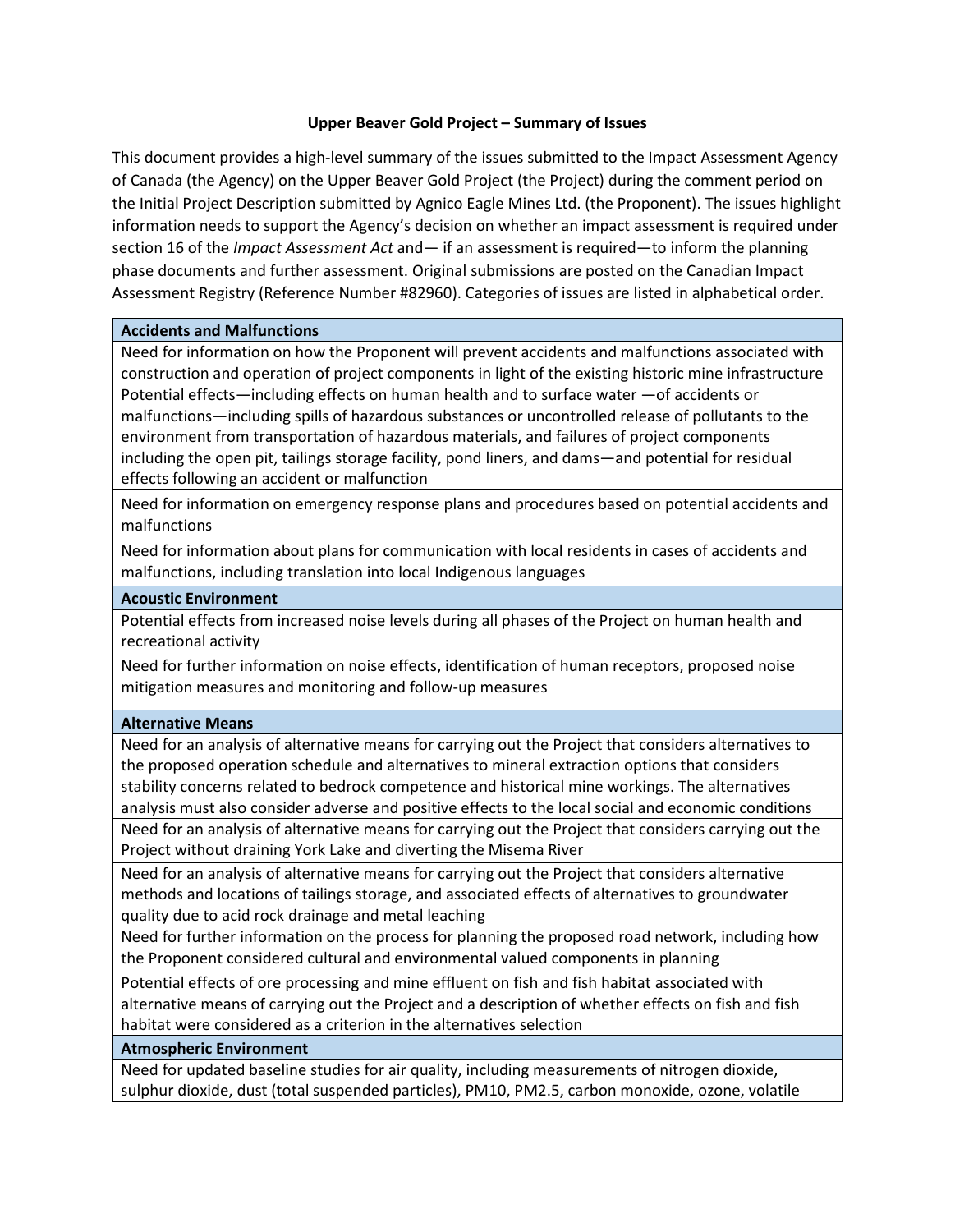**Upper Beaver Gold Project – Summary of Issues**

This document provides a high-level summary of the issues submitted to the Impact Assessment Agency of Canada (the Agency) on the Upper Beaver Gold Project (the Project) during the comment period on the Initial Project Description submitted by Agnico Eagle Mines Ltd. (the Proponent). The issues highlight information needs to support the Agency's decision on whether an impact assessment is required under section 16 of the *Impact Assessment Act* and— if an assessment is required—to inform the planning phase documents and further assessment. Original submissions are posted on the Canadian Impact Assessment Registry (Reference Number #82960). Categories of issues are listed in alphabetical order.

| **Accidents and Malfunctions** |
|---|
| Need for information on how the Proponent will prevent accidents and malfunctions associated with construction and operation of project components in light of the existing historic mine infrastructure |
| Potential effects—including effects on human health and to surface water —of accidents or malfunctions—including spills of hazardous substances or uncontrolled release of pollutants to the environment from transportation of hazardous materials, and failures of project components including the open pit, tailings storage facility, pond liners, and dams—and potential for residual effects following an accident or malfunction |
| Need for information on emergency response plans and procedures based on potential accidents and malfunctions |
| Need for information about plans for communication with local residents in cases of accidents and malfunctions, including translation into local Indigenous languages |
| **Acoustic Environment** |
| Potential effects from increased noise levels during all phases of the Project on human health and recreational activity |
| Need for further information on noise effects, identification of human receptors, proposed noise mitigation measures and monitoring and follow-up measures |
| **Alternative Means** |
| Need for an analysis of alternative means for carrying out the Project that considers alternatives to the proposed operation schedule and alternatives to mineral extraction options that considers stability concerns related to bedrock competence and historical mine workings. The alternatives analysis must also consider adverse and positive effects to the local social and economic conditions |
| Need for an analysis of alternative means for carrying out the Project that considers carrying out the Project without draining York Lake and diverting the Misema River |
| Need for an analysis of alternative means for carrying out the Project that considers alternative methods and locations of tailings storage, and associated effects of alternatives to groundwater quality due to acid rock drainage and metal leaching |
| Need for further information on the process for planning the proposed road network, including how the Proponent considered cultural and environmental valued components in planning |
| Potential effects of ore processing and mine effluent on fish and fish habitat associated with alternative means of carrying out the Project and a description of whether effects on fish and fish habitat were considered as a criterion in the alternatives selection |
| **Atmospheric Environment** |
| Need for updated baseline studies for air quality, including measurements of nitrogen dioxide, sulphur dioxide, dust (total suspended particles), PM10, PM2.5, carbon monoxide, ozone, volatile |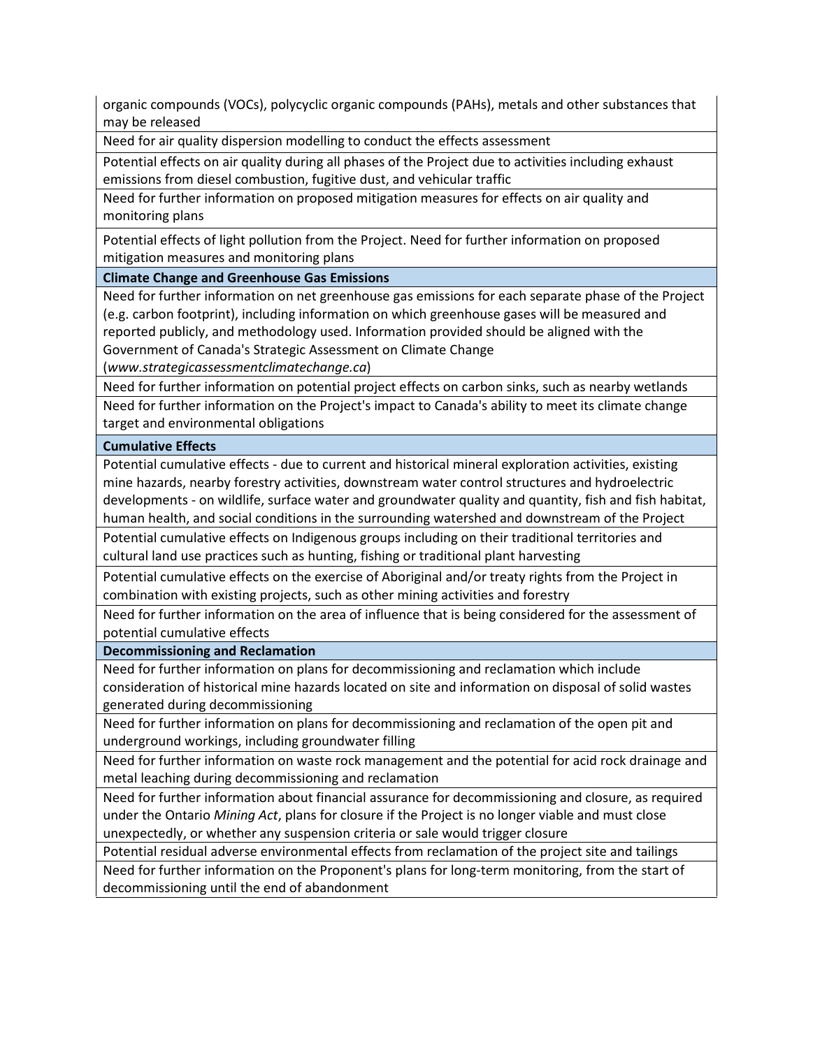| |
|---|
| organic compounds (VOCs), polycyclic organic compounds (PAHs), metals and other substances that may be released |
| Need for air quality dispersion modelling to conduct the effects assessment |
| Potential effects on air quality during all phases of the Project due to activities including exhaust emissions from diesel combustion, fugitive dust, and vehicular traffic |
| Need for further information on proposed mitigation measures for effects on air quality and monitoring plans |
| Potential effects of light pollution from the Project. Need for further information on proposed mitigation measures and monitoring plans |
| **Climate Change and Greenhouse Gas Emissions** |
| Need for further information on net greenhouse gas emissions for each separate phase of the Project (e.g. carbon footprint), including information on which greenhouse gases will be measured and reported publicly, and methodology used. Information provided should be aligned with the Government of Canada's Strategic Assessment on Climate Change (*www.strategicassessmentclimatechange.ca*) |
| Need for further information on potential project effects on carbon sinks, such as nearby wetlands |
| Need for further information on the Project's impact to Canada's ability to meet its climate change target and environmental obligations |
| **Cumulative Effects** |
| Potential cumulative effects - due to current and historical mineral exploration activities, existing mine hazards, nearby forestry activities, downstream water control structures and hydroelectric developments - on wildlife, surface water and groundwater quality and quantity, fish and fish habitat, human health, and social conditions in the surrounding watershed and downstream of the Project |
| Potential cumulative effects on Indigenous groups including on their traditional territories and cultural land use practices such as hunting, fishing or traditional plant harvesting |
| Potential cumulative effects on the exercise of Aboriginal and/or treaty rights from the Project in combination with existing projects, such as other mining activities and forestry |
| Need for further information on the area of influence that is being considered for the assessment of potential cumulative effects |
| **Decommissioning and Reclamation** |
| Need for further information on plans for decommissioning and reclamation which include consideration of historical mine hazards located on site and information on disposal of solid wastes generated during decommissioning |
| Need for further information on plans for decommissioning and reclamation of the open pit and underground workings, including groundwater filling |
| Need for further information on waste rock management and the potential for acid rock drainage and metal leaching during decommissioning and reclamation |
| Need for further information about financial assurance for decommissioning and closure, as required under the Ontario *Mining Act*, plans for closure if the Project is no longer viable and must close unexpectedly, or whether any suspension criteria or sale would trigger closure |
| Potential residual adverse environmental effects from reclamation of the project site and tailings |
| Need for further information on the Proponent's plans for long-term monitoring, from the start of decommissioning until the end of abandonment |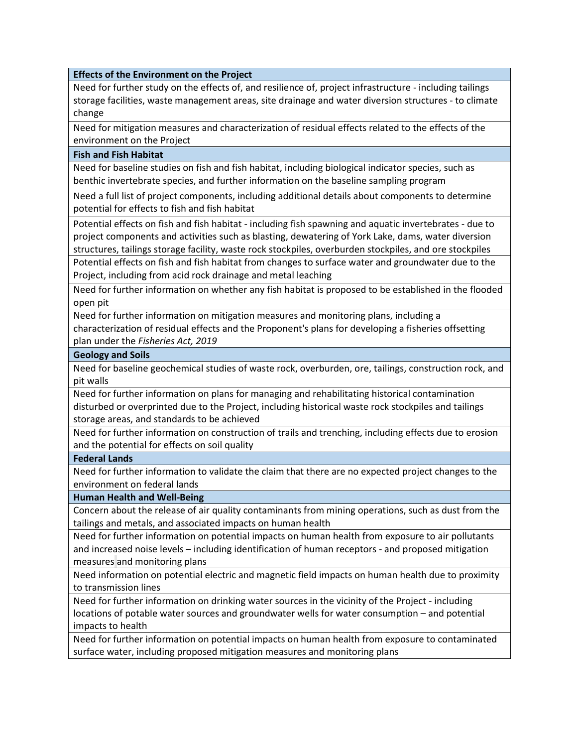| Effects of the Environment on the Project |
|---|
| Need for further study on the effects of, and resilience of, project infrastructure - including tailings storage facilities, waste management areas, site drainage and water diversion structures - to climate change |
| Need for mitigation measures and characterization of residual effects related to the effects of the environment on the Project |
| **Fish and Fish Habitat** |
| Need for baseline studies on fish and fish habitat, including biological indicator species, such as benthic invertebrate species, and further information on the baseline sampling program |
| Need a full list of project components, including additional details about components to determine potential for effects to fish and fish habitat |
| Potential effects on fish and fish habitat - including fish spawning and aquatic invertebrates - due to project components and activities such as blasting, dewatering of York Lake, dams, water diversion structures, tailings storage facility, waste rock stockpiles, overburden stockpiles, and ore stockpiles |
| Potential effects on fish and fish habitat from changes to surface water and groundwater due to the Project, including from acid rock drainage and metal leaching |
| Need for further information on whether any fish habitat is proposed to be established in the flooded open pit |
| Need for further information on mitigation measures and monitoring plans, including a characterization of residual effects and the Proponent's plans for developing a fisheries offsetting plan under the *Fisheries Act, 2019* |
| **Geology and Soils** |
| Need for baseline geochemical studies of waste rock, overburden, ore, tailings, construction rock, and pit walls |
| Need for further information on plans for managing and rehabilitating historical contamination disturbed or overprinted due to the Project, including historical waste rock stockpiles and tailings storage areas, and standards to be achieved |
| Need for further information on construction of trails and trenching, including effects due to erosion and the potential for effects on soil quality |
| **Federal Lands** |
| Need for further information to validate the claim that there are no expected project changes to the environment on federal lands |
| **Human Health and Well-Being** |
| Concern about the release of air quality contaminants from mining operations, such as dust from the tailings and metals, and associated impacts on human health |
| Need for further information on potential impacts on human health from exposure to air pollutants and increased noise levels – including identification of human receptors - and proposed mitigation measures and monitoring plans |
| Need information on potential electric and magnetic field impacts on human health due to proximity to transmission lines |
| Need for further information on drinking water sources in the vicinity of the Project - including locations of potable water sources and groundwater wells for water consumption – and potential impacts to health |
| Need for further information on potential impacts on human health from exposure to contaminated surface water, including proposed mitigation measures and monitoring plans |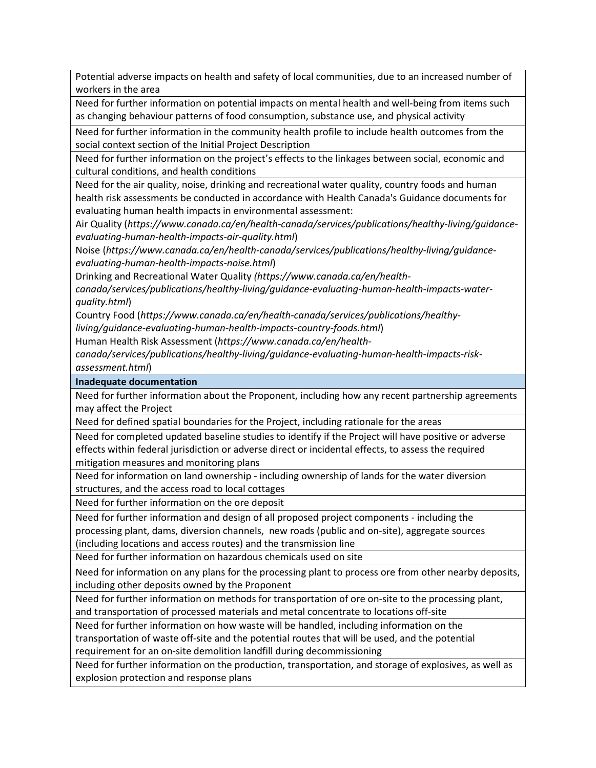| |
|---|
| Potential adverse impacts on health and safety of local communities, due to an increased number of workers in the area |
| Need for further information on potential impacts on mental health and well-being from items such as changing behaviour patterns of food consumption, substance use, and physical activity |
| Need for further information in the community health profile to include health outcomes from the social context section of the Initial Project Description |
| Need for further information on the project's effects to the linkages between social, economic and cultural conditions, and health conditions |
| Need for the air quality, noise, drinking and recreational water quality, country foods and human health risk assessments be conducted in accordance with Health Canada's Guidance documents for evaluating human health impacts in environmental assessment:<br>Air Quality (*https://www.canada.ca/en/health-canada/services/publications/healthy-living/guidance-evaluating-human-health-impacts-air-quality.html*)<br>Noise (*https://www.canada.ca/en/health-canada/services/publications/healthy-living/guidance-evaluating-human-health-impacts-noise.html*)<br>Drinking and Recreational Water Quality *(https://www.canada.ca/en/health-canada/services/publications/healthy-living/guidance-evaluating-human-health-impacts-water-quality.html*)<br>Country Food (*https://www.canada.ca/en/health-canada/services/publications/healthy-living/guidance-evaluating-human-health-impacts-country-foods.html*)<br>Human Health Risk Assessment (*https://www.canada.ca/en/health-canada/services/publications/healthy-living/guidance-evaluating-human-health-impacts-risk-assessment.html*) |
| **Inadequate documentation** |
| Need for further information about the Proponent, including how any recent partnership agreements may affect the Project |
| Need for defined spatial boundaries for the Project, including rationale for the areas |
| Need for completed updated baseline studies to identify if the Project will have positive or adverse effects within federal jurisdiction or adverse direct or incidental effects, to assess the required mitigation measures and monitoring plans |
| Need for information on land ownership - including ownership of lands for the water diversion structures, and the access road to local cottages |
| Need for further information on the ore deposit |
| Need for further information and design of all proposed project components - including the processing plant, dams, diversion channels, new roads (public and on-site), aggregate sources (including locations and access routes) and the transmission line |
| Need for further information on hazardous chemicals used on site |
| Need for information on any plans for the processing plant to process ore from other nearby deposits, including other deposits owned by the Proponent |
| Need for further information on methods for transportation of ore on-site to the processing plant, and transportation of processed materials and metal concentrate to locations off-site |
| Need for further information on how waste will be handled, including information on the transportation of waste off-site and the potential routes that will be used, and the potential requirement for an on-site demolition landfill during decommissioning |
| Need for further information on the production, transportation, and storage of explosives, as well as explosion protection and response plans |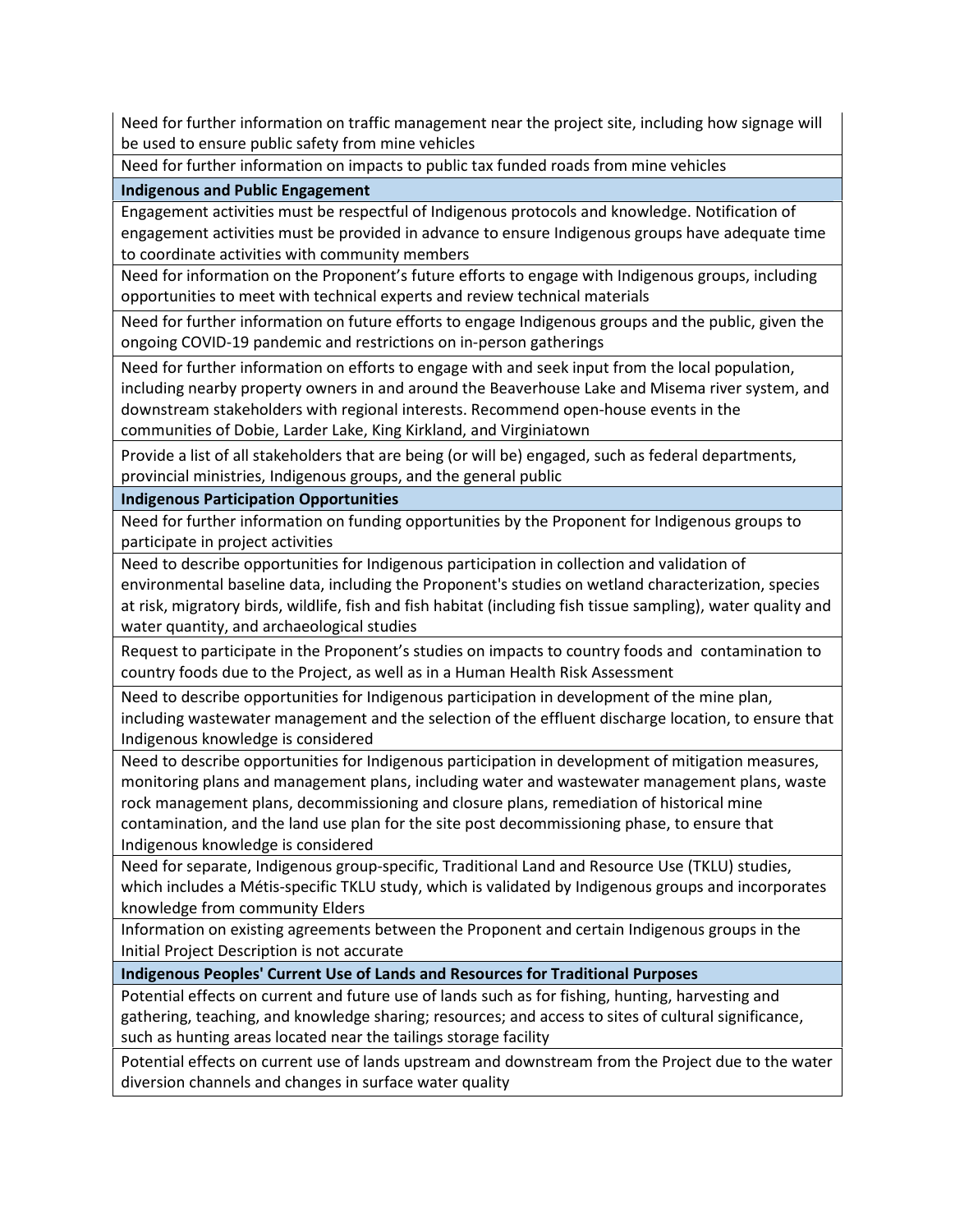| |
|---|
| Need for further information on traffic management near the project site, including how signage will be used to ensure public safety from mine vehicles |
| Need for further information on impacts to public tax funded roads from mine vehicles |
| **Indigenous and Public Engagement** |
| Engagement activities must be respectful of Indigenous protocols and knowledge. Notification of engagement activities must be provided in advance to ensure Indigenous groups have adequate time to coordinate activities with community members |
| Need for information on the Proponent's future efforts to engage with Indigenous groups, including opportunities to meet with technical experts and review technical materials |
| Need for further information on future efforts to engage Indigenous groups and the public, given the ongoing COVID-19 pandemic and restrictions on in-person gatherings |
| Need for further information on efforts to engage with and seek input from the local population, including nearby property owners in and around the Beaverhouse Lake and Misema river system, and downstream stakeholders with regional interests. Recommend open-house events in the communities of Dobie, Larder Lake, King Kirkland, and Virginiatown |
| Provide a list of all stakeholders that are being (or will be) engaged, such as federal departments, provincial ministries, Indigenous groups, and the general public |
| **Indigenous Participation Opportunities** |
| Need for further information on funding opportunities by the Proponent for Indigenous groups to participate in project activities |
| Need to describe opportunities for Indigenous participation in collection and validation of environmental baseline data, including the Proponent's studies on wetland characterization, species at risk, migratory birds, wildlife, fish and fish habitat (including fish tissue sampling), water quality and water quantity, and archaeological studies |
| Request to participate in the Proponent's studies on impacts to country foods and contamination to country foods due to the Project, as well as in a Human Health Risk Assessment |
| Need to describe opportunities for Indigenous participation in development of the mine plan, including wastewater management and the selection of the effluent discharge location, to ensure that Indigenous knowledge is considered |
| Need to describe opportunities for Indigenous participation in development of mitigation measures, monitoring plans and management plans, including water and wastewater management plans, waste rock management plans, decommissioning and closure plans, remediation of historical mine contamination, and the land use plan for the site post decommissioning phase, to ensure that Indigenous knowledge is considered |
| Need for separate, Indigenous group-specific, Traditional Land and Resource Use (TKLU) studies, which includes a Métis-specific TKLU study, which is validated by Indigenous groups and incorporates knowledge from community Elders |
| Information on existing agreements between the Proponent and certain Indigenous groups in the Initial Project Description is not accurate |
| **Indigenous Peoples' Current Use of Lands and Resources for Traditional Purposes** |
| Potential effects on current and future use of lands such as for fishing, hunting, harvesting and gathering, teaching, and knowledge sharing; resources; and access to sites of cultural significance, such as hunting areas located near the tailings storage facility |
| Potential effects on current use of lands upstream and downstream from the Project due to the water diversion channels and changes in surface water quality |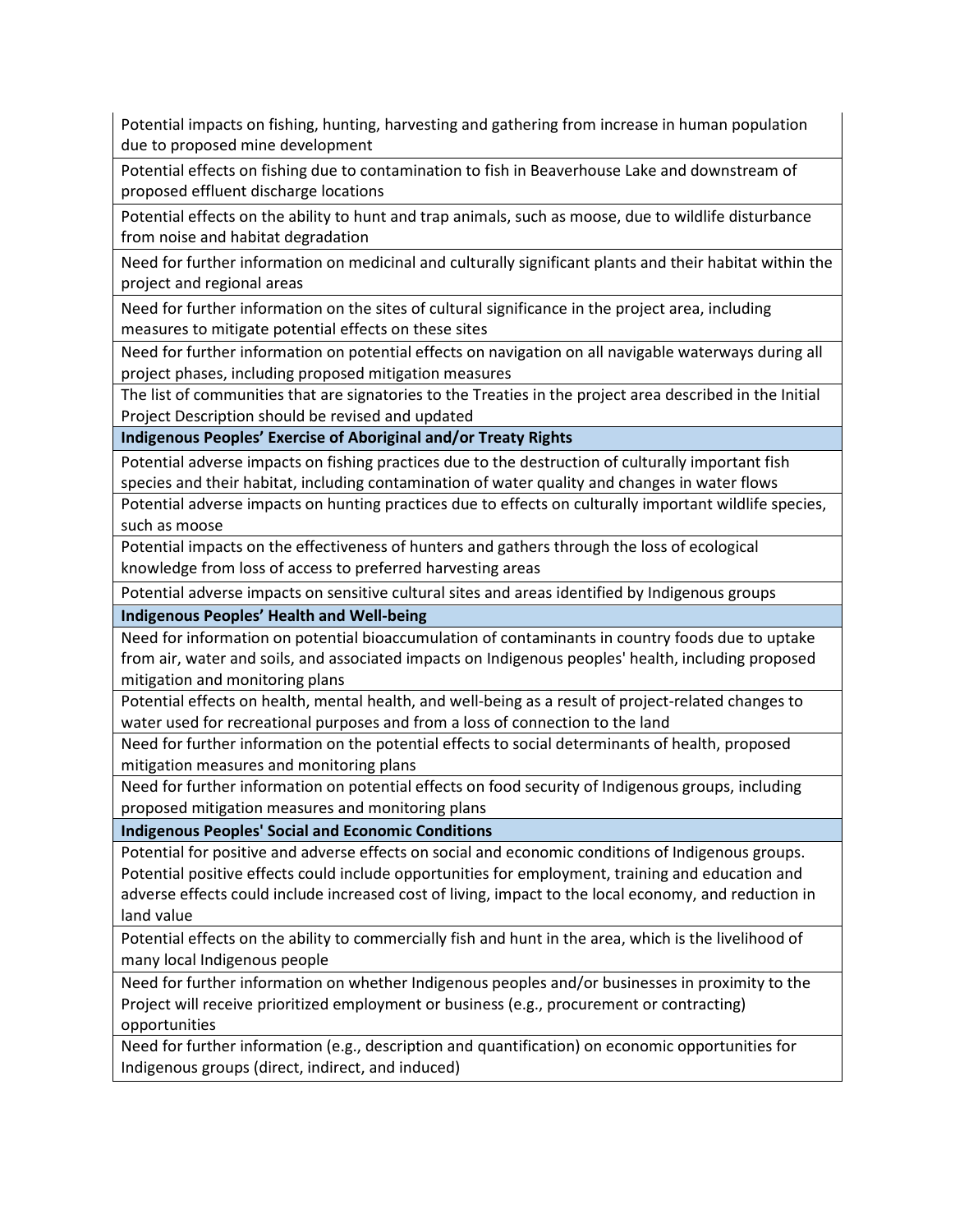| |
|---|
| Potential impacts on fishing, hunting, harvesting and gathering from increase in human population due to proposed mine development |
| Potential effects on fishing due to contamination to fish in Beaverhouse Lake and downstream of proposed effluent discharge locations |
| Potential effects on the ability to hunt and trap animals, such as moose, due to wildlife disturbance from noise and habitat degradation |
| Need for further information on medicinal and culturally significant plants and their habitat within the project and regional areas |
| Need for further information on the sites of cultural significance in the project area, including measures to mitigate potential effects on these sites |
| Need for further information on potential effects on navigation on all navigable waterways during all project phases, including proposed mitigation measures |
| The list of communities that are signatories to the Treaties in the project area described in the Initial Project Description should be revised and updated |
| **Indigenous Peoples' Exercise of Aboriginal and/or Treaty Rights** |
| Potential adverse impacts on fishing practices due to the destruction of culturally important fish species and their habitat, including contamination of water quality and changes in water flows |
| Potential adverse impacts on hunting practices due to effects on culturally important wildlife species, such as moose |
| Potential impacts on the effectiveness of hunters and gathers through the loss of ecological knowledge from loss of access to preferred harvesting areas |
| Potential adverse impacts on sensitive cultural sites and areas identified by Indigenous groups |
| **Indigenous Peoples' Health and Well-being** |
| Need for information on potential bioaccumulation of contaminants in country foods due to uptake from air, water and soils, and associated impacts on Indigenous peoples' health, including proposed mitigation and monitoring plans |
| Potential effects on health, mental health, and well-being as a result of project-related changes to water used for recreational purposes and from a loss of connection to the land |
| Need for further information on the potential effects to social determinants of health, proposed mitigation measures and monitoring plans |
| Need for further information on potential effects on food security of Indigenous groups, including proposed mitigation measures and monitoring plans |
| **Indigenous Peoples' Social and Economic Conditions** |
| Potential for positive and adverse effects on social and economic conditions of Indigenous groups. Potential positive effects could include opportunities for employment, training and education and adverse effects could include increased cost of living, impact to the local economy, and reduction in land value |
| Potential effects on the ability to commercially fish and hunt in the area, which is the livelihood of many local Indigenous people |
| Need for further information on whether Indigenous peoples and/or businesses in proximity to the Project will receive prioritized employment or business (e.g., procurement or contracting) opportunities |
| Need for further information (e.g., description and quantification) on economic opportunities for Indigenous groups (direct, indirect, and induced) |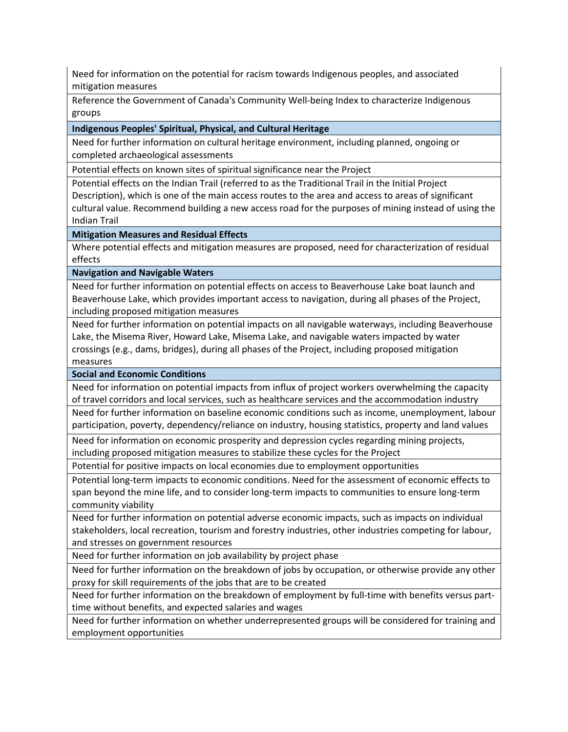| |
|---|
| Need for information on the potential for racism towards Indigenous peoples, and associated mitigation measures |
| Reference the Government of Canada's Community Well-being Index to characterize Indigenous groups |
| **Indigenous Peoples' Spiritual, Physical, and Cultural Heritage** |
| Need for further information on cultural heritage environment, including planned, ongoing or completed archaeological assessments |
| Potential effects on known sites of spiritual significance near the Project |
| Potential effects on the Indian Trail (referred to as the Traditional Trail in the Initial Project Description), which is one of the main access routes to the area and access to areas of significant cultural value. Recommend building a new access road for the purposes of mining instead of using the Indian Trail |
| **Mitigation Measures and Residual Effects** |
| Where potential effects and mitigation measures are proposed, need for characterization of residual effects |
| **Navigation and Navigable Waters** |
| Need for further information on potential effects on access to Beaverhouse Lake boat launch and Beaverhouse Lake, which provides important access to navigation, during all phases of the Project, including proposed mitigation measures |
| Need for further information on potential impacts on all navigable waterways, including Beaverhouse Lake, the Misema River, Howard Lake, Misema Lake, and navigable waters impacted by water crossings (e.g., dams, bridges), during all phases of the Project, including proposed mitigation measures |
| **Social and Economic Conditions** |
| Need for information on potential impacts from influx of project workers overwhelming the capacity of travel corridors and local services, such as healthcare services and the accommodation industry |
| Need for further information on baseline economic conditions such as income, unemployment, labour participation, poverty, dependency/reliance on industry, housing statistics, property and land values |
| Need for information on economic prosperity and depression cycles regarding mining projects, including proposed mitigation measures to stabilize these cycles for the Project |
| Potential for positive impacts on local economies due to employment opportunities |
| Potential long-term impacts to economic conditions. Need for the assessment of economic effects to span beyond the mine life, and to consider long-term impacts to communities to ensure long-term community viability |
| Need for further information on potential adverse economic impacts, such as impacts on individual stakeholders, local recreation, tourism and forestry industries, other industries competing for labour, and stresses on government resources |
| Need for further information on job availability by project phase |
| Need for further information on the breakdown of jobs by occupation, or otherwise provide any other proxy for skill requirements of the jobs that are to be created |
| Need for further information on the breakdown of employment by full-time with benefits versus part-time without benefits, and expected salaries and wages |
| Need for further information on whether underrepresented groups will be considered for training and employment opportunities |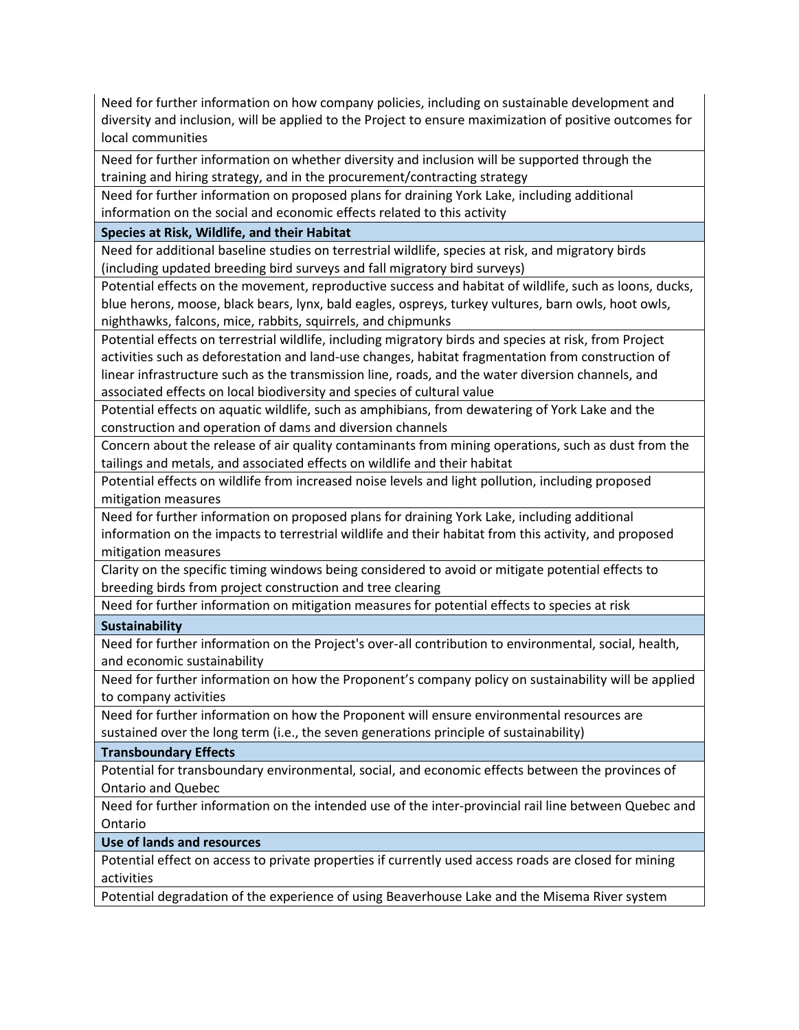| |
|---|
| Need for further information on how company policies, including on sustainable development and diversity and inclusion, will be applied to the Project to ensure maximization of positive outcomes for local communities |
| Need for further information on whether diversity and inclusion will be supported through the training and hiring strategy, and in the procurement/contracting strategy |
| Need for further information on proposed plans for draining York Lake, including additional information on the social and economic effects related to this activity |
| **Species at Risk, Wildlife, and their Habitat** |
| Need for additional baseline studies on terrestrial wildlife, species at risk, and migratory birds (including updated breeding bird surveys and fall migratory bird surveys) |
| Potential effects on the movement, reproductive success and habitat of wildlife, such as loons, ducks, blue herons, moose, black bears, lynx, bald eagles, ospreys, turkey vultures, barn owls, hoot owls, nighthawks, falcons, mice, rabbits, squirrels, and chipmunks |
| Potential effects on terrestrial wildlife, including migratory birds and species at risk, from Project activities such as deforestation and land-use changes, habitat fragmentation from construction of linear infrastructure such as the transmission line, roads, and the water diversion channels, and associated effects on local biodiversity and species of cultural value |
| Potential effects on aquatic wildlife, such as amphibians, from dewatering of York Lake and the construction and operation of dams and diversion channels |
| Concern about the release of air quality contaminants from mining operations, such as dust from the tailings and metals, and associated effects on wildlife and their habitat |
| Potential effects on wildlife from increased noise levels and light pollution, including proposed mitigation measures |
| Need for further information on proposed plans for draining York Lake, including additional information on the impacts to terrestrial wildlife and their habitat from this activity, and proposed mitigation measures |
| Clarity on the specific timing windows being considered to avoid or mitigate potential effects to breeding birds from project construction and tree clearing |
| Need for further information on mitigation measures for potential effects to species at risk |
| **Sustainability** |
| Need for further information on the Project's over-all contribution to environmental, social, health, and economic sustainability |
| Need for further information on how the Proponent's company policy on sustainability will be applied to company activities |
| Need for further information on how the Proponent will ensure environmental resources are sustained over the long term (i.e., the seven generations principle of sustainability) |
| **Transboundary Effects** |
| Potential for transboundary environmental, social, and economic effects between the provinces of Ontario and Quebec |
| Need for further information on the intended use of the inter-provincial rail line between Quebec and Ontario |
| **Use of lands and resources** |
| Potential effect on access to private properties if currently used access roads are closed for mining activities |
| Potential degradation of the experience of using Beaverhouse Lake and the Misema River system |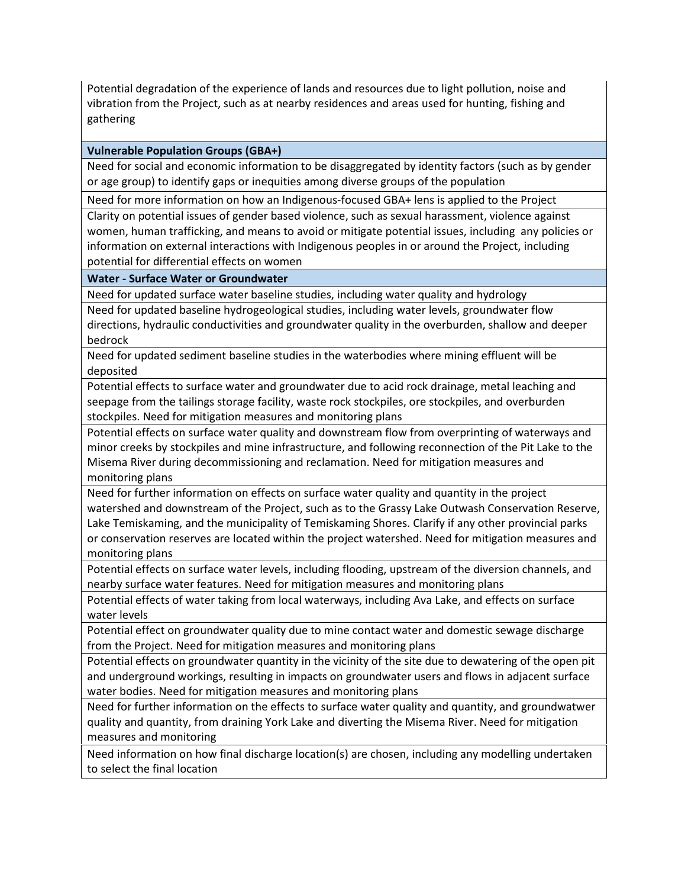| |
|---|
| Potential degradation of the experience of lands and resources due to light pollution, noise and vibration from the Project, such as at nearby residences and areas used for hunting, fishing and gathering |
| **Vulnerable Population Groups (GBA+)** |
| Need for social and economic information to be disaggregated by identity factors (such as by gender or age group) to identify gaps or inequities among diverse groups of the population |
| Need for more information on how an Indigenous-focused GBA+ lens is applied to the Project |
| Clarity on potential issues of gender based violence, such as sexual harassment, violence against women, human trafficking, and means to avoid or mitigate potential issues, including any policies or information on external interactions with Indigenous peoples in or around the Project, including potential for differential effects on women |
| **Water - Surface Water or Groundwater** |
| Need for updated surface water baseline studies, including water quality and hydrology |
| Need for updated baseline hydrogeological studies, including water levels, groundwater flow directions, hydraulic conductivities and groundwater quality in the overburden, shallow and deeper bedrock |
| Need for updated sediment baseline studies in the waterbodies where mining effluent will be deposited |
| Potential effects to surface water and groundwater due to acid rock drainage, metal leaching and seepage from the tailings storage facility, waste rock stockpiles, ore stockpiles, and overburden stockpiles. Need for mitigation measures and monitoring plans |
| Potential effects on surface water quality and downstream flow from overprinting of waterways and minor creeks by stockpiles and mine infrastructure, and following reconnection of the Pit Lake to the Misema River during decommissioning and reclamation. Need for mitigation measures and monitoring plans |
| Need for further information on effects on surface water quality and quantity in the project watershed and downstream of the Project, such as to the Grassy Lake Outwash Conservation Reserve, Lake Temiskaming, and the municipality of Temiskaming Shores. Clarify if any other provincial parks or conservation reserves are located within the project watershed. Need for mitigation measures and monitoring plans |
| Potential effects on surface water levels, including flooding, upstream of the diversion channels, and nearby surface water features. Need for mitigation measures and monitoring plans |
| Potential effects of water taking from local waterways, including Ava Lake, and effects on surface water levels |
| Potential effect on groundwater quality due to mine contact water and domestic sewage discharge from the Project. Need for mitigation measures and monitoring plans |
| Potential effects on groundwater quantity in the vicinity of the site due to dewatering of the open pit and underground workings, resulting in impacts on groundwater users and flows in adjacent surface water bodies. Need for mitigation measures and monitoring plans |
| Need for further information on the effects to surface water quality and quantity, and groundwatwer quality and quantity, from draining York Lake and diverting the Misema River. Need for mitigation measures and monitoring |
| Need information on how final discharge location(s) are chosen, including any modelling undertaken to select the final location |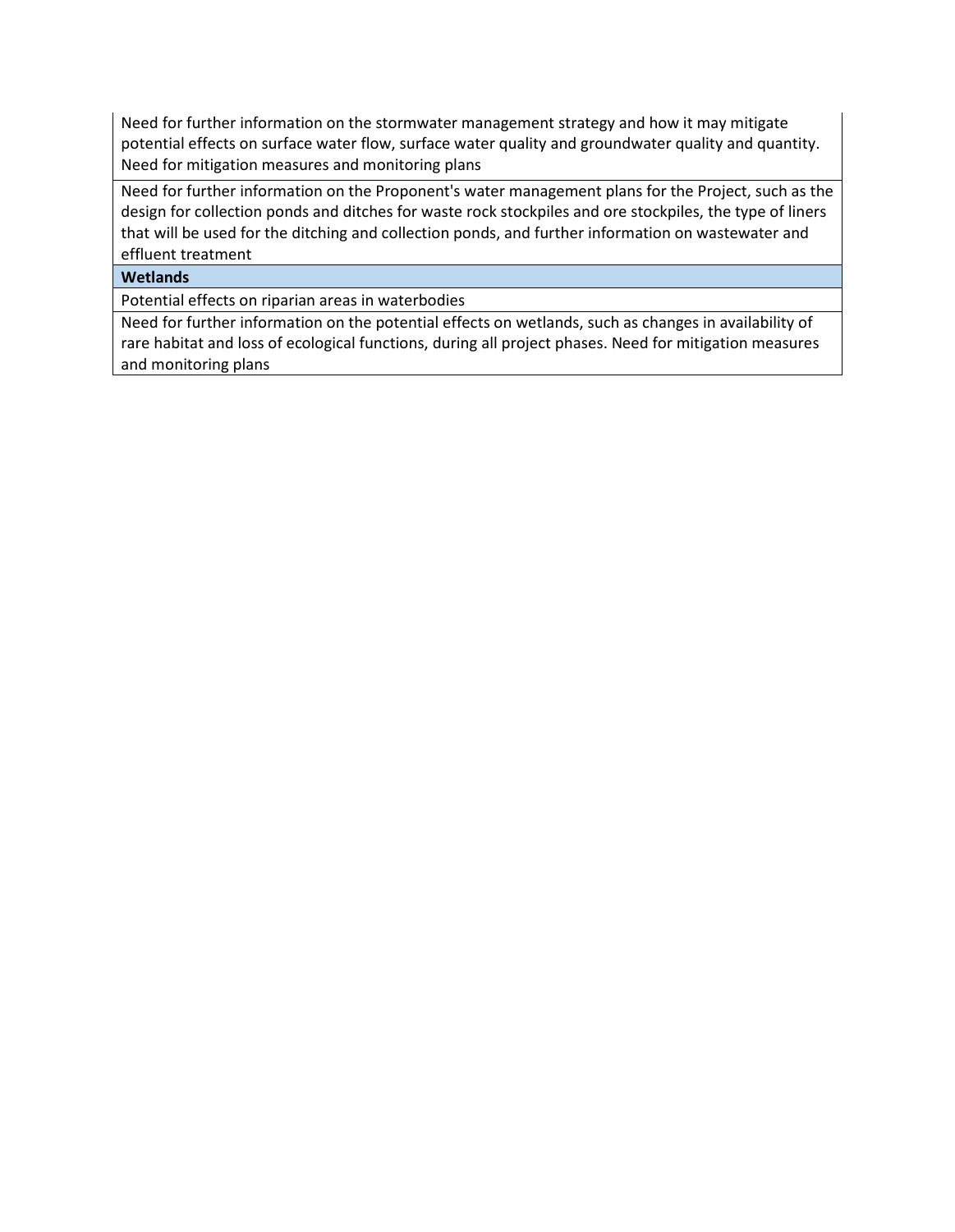| |
|---|
| Need for further information on the stormwater management strategy and how it may mitigate potential effects on surface water flow, surface water quality and groundwater quality and quantity. Need for mitigation measures and monitoring plans |
| Need for further information on the Proponent's water management plans for the Project, such as the design for collection ponds and ditches for waste rock stockpiles and ore stockpiles, the type of liners that will be used for the ditching and collection ponds, and further information on wastewater and effluent treatment |
| **Wetlands** |
| Potential effects on riparian areas in waterbodies |
| Need for further information on the potential effects on wetlands, such as changes in availability of rare habitat and loss of ecological functions, during all project phases. Need for mitigation measures and monitoring plans |